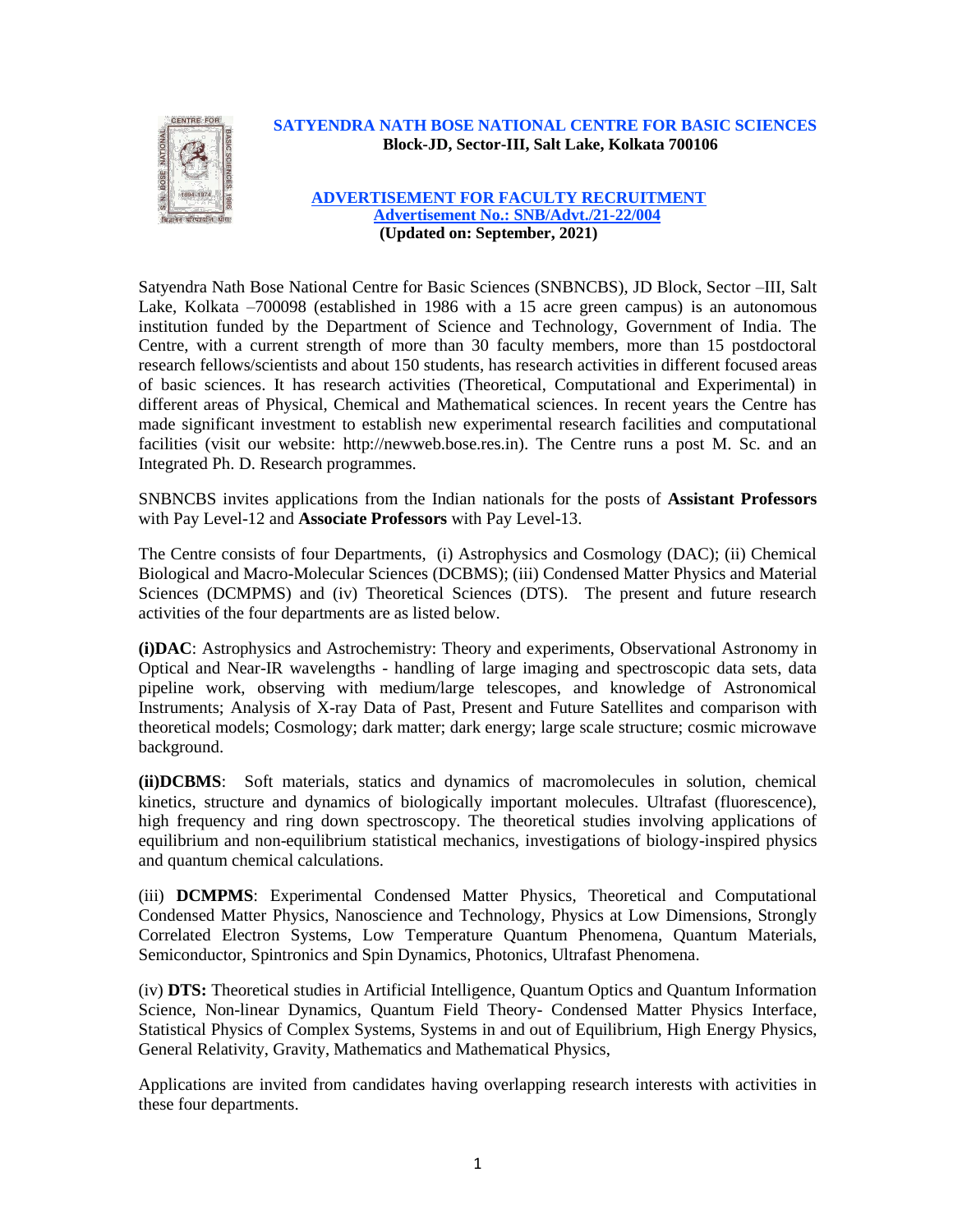# SATYENDRA NATH BOSE NATIONAL CENTRE FOR BASIC SCIENCES

**Block-JD, Sector-III, Salt Lake, Kolkata 700106**

## ADVERTISEMENT FOR FACULTY RECRUITMENT

**Advertisement No.: SNB/Advt./21-22/004**

**(Updated on: September, 2021)**

Satyendra Nath Bose National Centre for Basic Sciences (SNBNCBS), JD Block, Sector –III, Salt Lake, Kolkata –700098 (established in 1986 with a 15 acre green campus) is an autonomous institution funded by the Department of Science and Technology, Government of India. The Centre, with a current strength of more than 30 faculty members, more than 15 postdoctoral research fellows/scientists and about 150 students, has research activities in different focused areas of basic sciences. It has research activities (Theoretical, Computational and Experimental) in different areas of Physical, Chemical and Mathematical sciences. In recent years the Centre has made significant investment to establish new experimental research facilities and computational facilities (visit our website: http://newweb.bose.res.in). The Centre runs a post M. Sc. and an Integrated Ph. D. Research programmes.

SNBNCBS invites applications from the Indian nationals for the posts of **Assistant Professors** with Pay Level-12 and **Associate Professors** with Pay Level-13.

The Centre consists of four Departments, (i) Astrophysics and Cosmology (DAC); (ii) Chemical Biological and Macro-Molecular Sciences (DCBMS); (iii) Condensed Matter Physics and Material Sciences (DCMPMS) and (iv) Theoretical Sciences (DTS). The present and future research activities of the four departments are as listed below.

**(i)DAC**: Astrophysics and Astrochemistry: Theory and experiments, Observational Astronomy in Optical and Near-IR wavelengths - handling of large imaging and spectroscopic data sets, data pipeline work, observing with medium/large telescopes, and knowledge of Astronomical Instruments; Analysis of X-ray Data of Past, Present and Future Satellites and comparison with theoretical models; Cosmology; dark matter; dark energy; large scale structure; cosmic microwave background.

**(ii)DCBMS**: Soft materials, statics and dynamics of macromolecules in solution, chemical kinetics, structure and dynamics of biologically important molecules. Ultrafast (fluorescence), high frequency and ring down spectroscopy. The theoretical studies involving applications of equilibrium and non-equilibrium statistical mechanics, investigations of biology-inspired physics and quantum chemical calculations.

(iii) **DCMPMS**: Experimental Condensed Matter Physics, Theoretical and Computational Condensed Matter Physics, Nanoscience and Technology, Physics at Low Dimensions, Strongly Correlated Electron Systems, Low Temperature Quantum Phenomena, Quantum Materials, Semiconductor, Spintronics and Spin Dynamics, Photonics, Ultrafast Phenomena.

(iv) **DTS:** Theoretical studies in Artificial Intelligence, Quantum Optics and Quantum Information Science, Non-linear Dynamics, Quantum Field Theory- Condensed Matter Physics Interface, Statistical Physics of Complex Systems, Systems in and out of Equilibrium, High Energy Physics, General Relativity, Gravity, Mathematics and Mathematical Physics,

Applications are invited from candidates having overlapping research interests with activities in these four departments.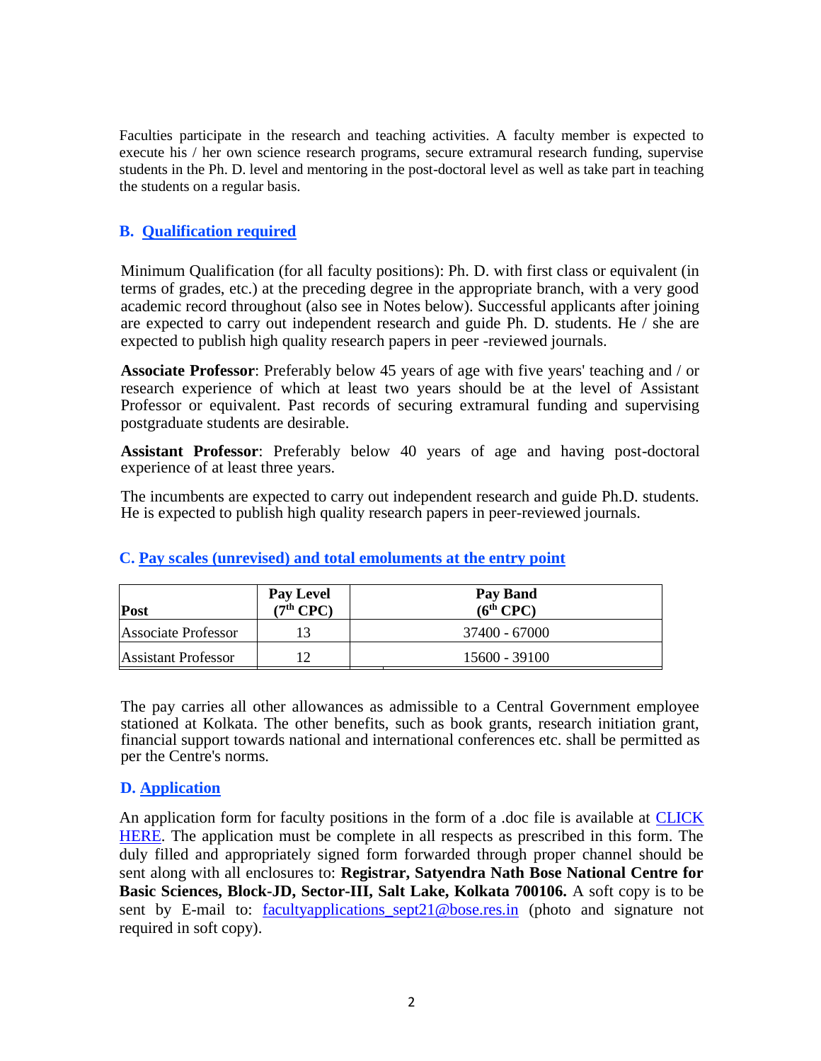Faculties participate in the research and teaching activities. A faculty member is expected to execute his / her own science research programs, secure extramural research funding, supervise students in the Ph. D. level and mentoring in the post-doctoral level as well as take part in teaching the students on a regular basis.

### B. Qualification required

Minimum Qualification (for all faculty positions): Ph. D. with first class or equivalent (in terms of grades, etc.) at the preceding degree in the appropriate branch, with a very good academic record throughout (also see in Notes below). Successful applicants after joining are expected to carry out independent research and guide Ph. D. students. He / she are expected to publish high quality research papers in peer -reviewed journals.

**Associate Professor**: Preferably below 45 years of age with five years' teaching and / or research experience of which at least two years should be at the level of Assistant Professor or equivalent. Past records of securing extramural funding and supervising postgraduate students are desirable.

**Assistant Professor**: Preferably below 40 years of age and having post-doctoral experience of at least three years.

The incumbents are expected to carry out independent research and guide Ph.D. students. He is expected to publish high quality research papers in peer-reviewed journals.

### C. Pay scales (unrevised) and total emoluments at the entry point

| Post | Pay Level (7th CPC) | Pay Band (6th CPC) |
|---|---|---|
| Associate Professor | 13 | 37400 - 67000 |
| Assistant Professor | 12 | 15600 - 39100 |

The pay carries all other allowances as admissible to a Central Government employee stationed at Kolkata. The other benefits, such as book grants, research initiation grant, financial support towards national and international conferences etc. shall be permitted as per the Centre's norms.

### D. Application

An application form for faculty positions in the form of a .doc file is available at CLICK HERE. The application must be complete in all respects as prescribed in this form. The duly filled and appropriately signed form forwarded through proper channel should be sent along with all enclosures to: **Registrar, Satyendra Nath Bose National Centre for Basic Sciences, Block-JD, Sector-III, Salt Lake, Kolkata 700106.** A soft copy is to be sent by E-mail to: facultyapplications_sept21@bose.res.in (photo and signature not required in soft copy).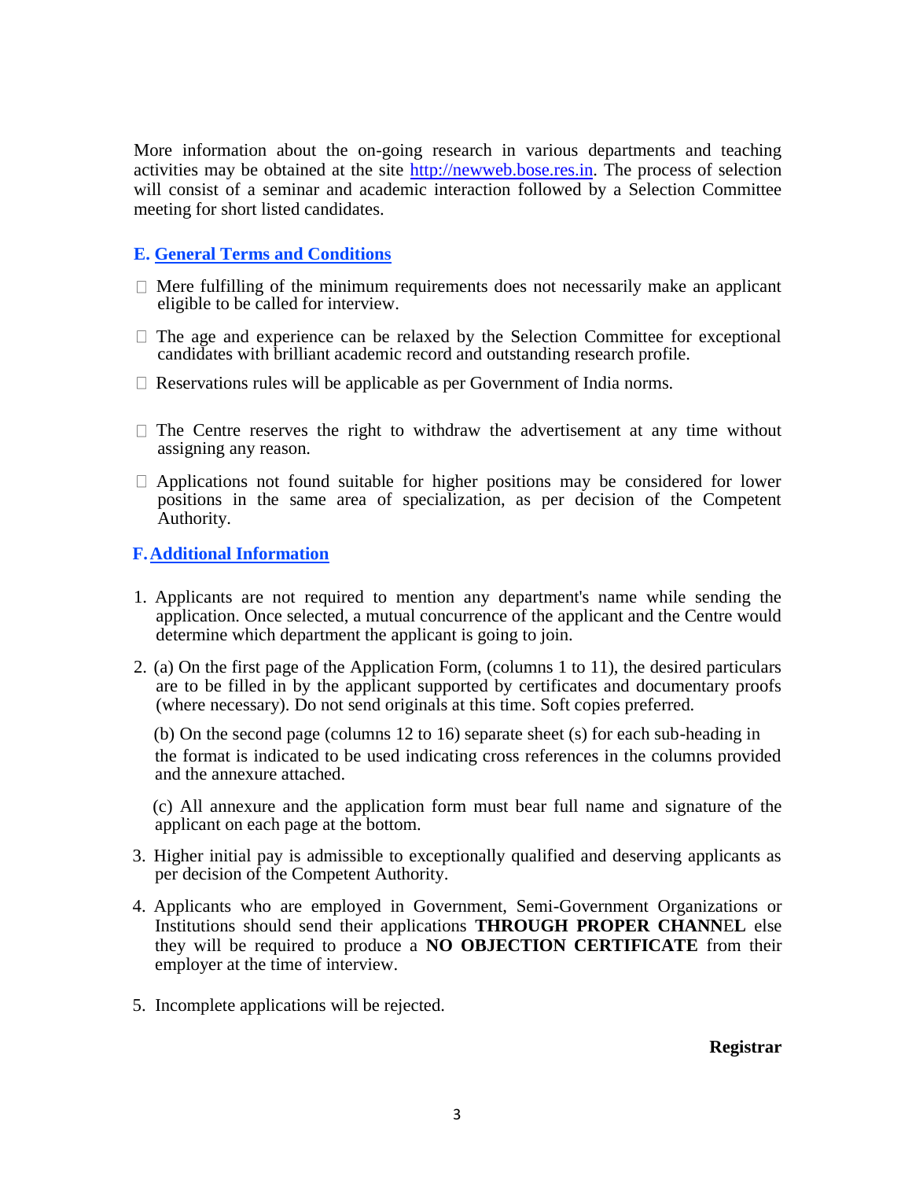More information about the on-going research in various departments and teaching activities may be obtained at the site [http://newweb.bose.res.in](http://newweb.bose.res.in). The process of selection will consist of a seminar and academic interaction followed by a Selection Committee meeting for short listed candidates.

## E. General Terms and Conditions

- Mere fulfilling of the minimum requirements does not necessarily make an applicant eligible to be called for interview.
- The age and experience can be relaxed by the Selection Committee for exceptional candidates with brilliant academic record and outstanding research profile.
- Reservations rules will be applicable as per Government of India norms.
- The Centre reserves the right to withdraw the advertisement at any time without assigning any reason.
- Applications not found suitable for higher positions may be considered for lower positions in the same area of specialization, as per decision of the Competent Authority.

## F. Additional Information

1. Applicants are not required to mention any department's name while sending the application. Once selected, a mutual concurrence of the applicant and the Centre would determine which department the applicant is going to join.
2. (a) On the first page of the Application Form, (columns 1 to 11), the desired particulars are to be filled in by the applicant supported by certificates and documentary proofs (where necessary). Do not send originals at this time. Soft copies preferred.

   (b) On the second page (columns 12 to 16) separate sheet (s) for each sub-heading in the format is indicated to be used indicating cross references in the columns provided and the annexure attached.

   (c) All annexure and the application form must bear full name and signature of the applicant on each page at the bottom.
3. Higher initial pay is admissible to exceptionally qualified and deserving applicants as per decision of the Competent Authority.
4. Applicants who are employed in Government, Semi-Government Organizations or Institutions should send their applications **THROUGH PROPER CHANNEL** else they will be required to produce a **NO OBJECTION CERTIFICATE** from their employer at the time of interview.
5. Incomplete applications will be rejected.

**Registrar**